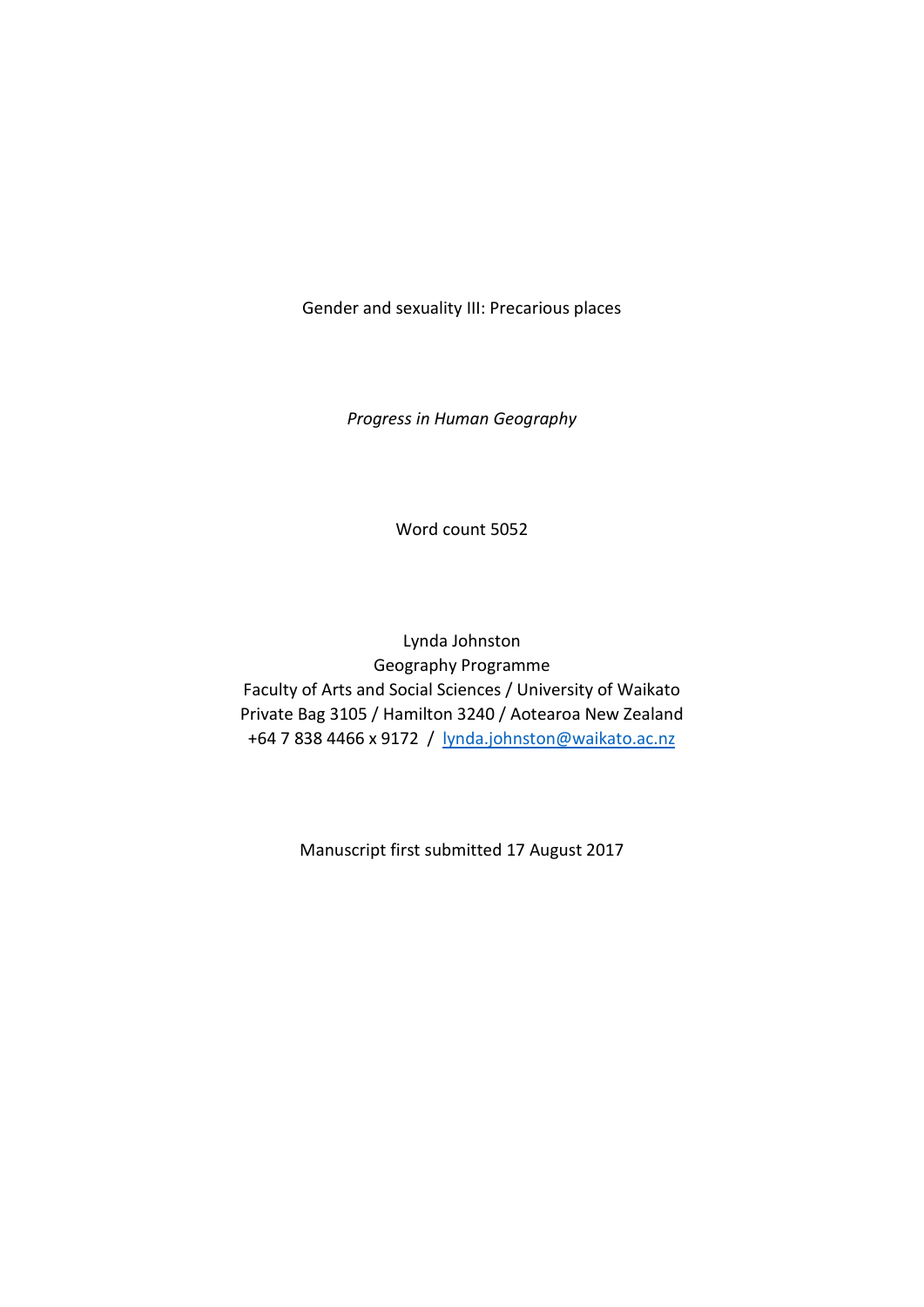Gender and sexuality III: Precarious places

*Progress in Human Geography*

Word count 5052

Lynda Johnston
Geography Programme
Faculty of Arts and Social Sciences / University of Waikato
Private Bag 3105 / Hamilton 3240 / Aotearoa New Zealand
+64 7 838 4466 x 9172 / lynda.johnston@waikato.ac.nz

Manuscript first submitted 17 August 2017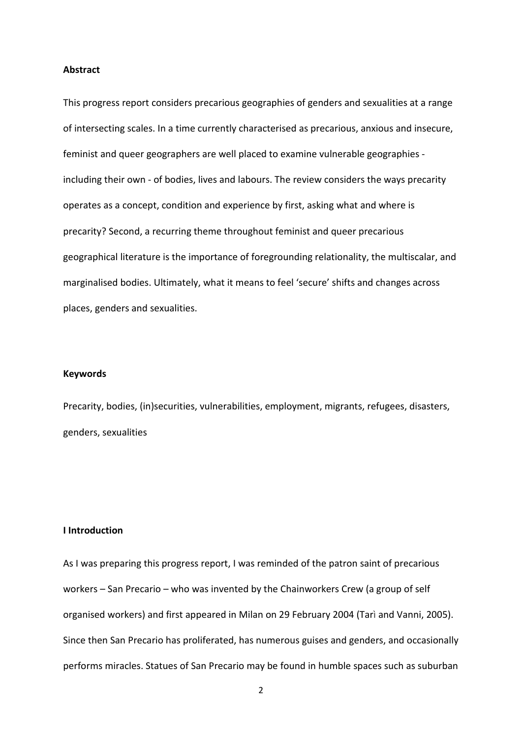**Abstract**

This progress report considers precarious geographies of genders and sexualities at a range of intersecting scales. In a time currently characterised as precarious, anxious and insecure, feminist and queer geographers are well placed to examine vulnerable geographies - including their own - of bodies, lives and labours. The review considers the ways precarity operates as a concept, condition and experience by first, asking what and where is precarity? Second, a recurring theme throughout feminist and queer precarious geographical literature is the importance of foregrounding relationality, the multiscalar, and marginalised bodies. Ultimately, what it means to feel 'secure' shifts and changes across places, genders and sexualities.

**Keywords**

Precarity, bodies, (in)securities, vulnerabilities, employment, migrants, refugees, disasters, genders, sexualities

# I Introduction

As I was preparing this progress report, I was reminded of the patron saint of precarious workers – San Precario – who was invented by the Chainworkers Crew (a group of self organised workers) and first appeared in Milan on 29 February 2004 (Tarì and Vanni, 2005). Since then San Precario has proliferated, has numerous guises and genders, and occasionally performs miracles. Statues of San Precario may be found in humble spaces such as suburban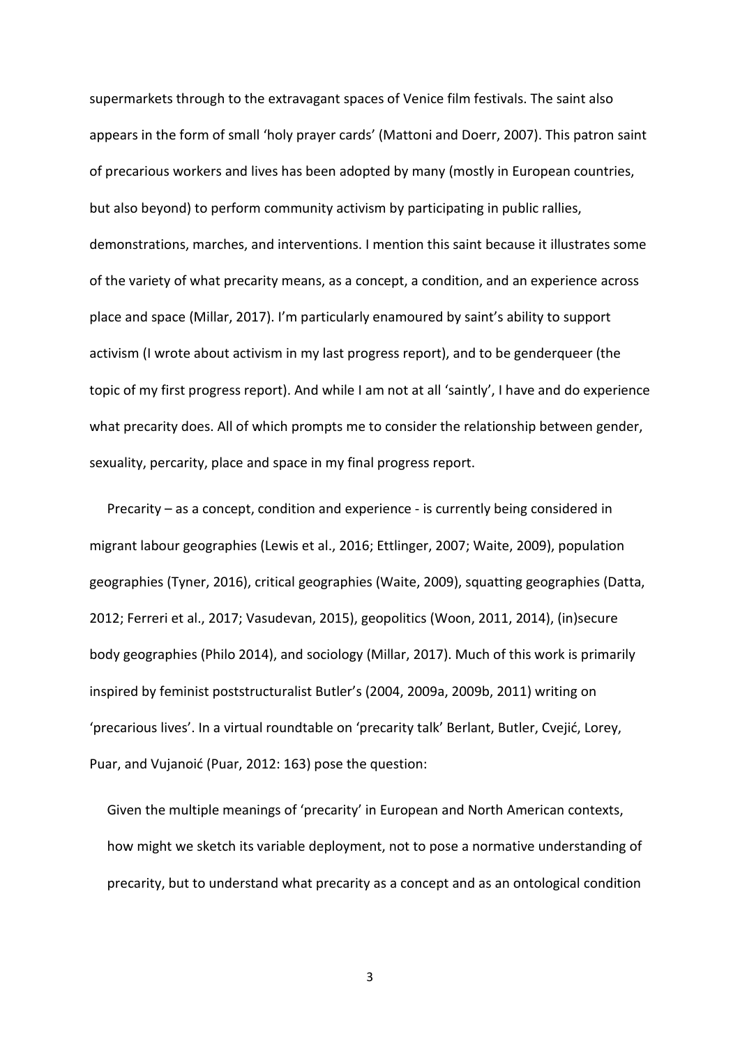supermarkets through to the extravagant spaces of Venice film festivals. The saint also appears in the form of small 'holy prayer cards' (Mattoni and Doerr, 2007). This patron saint of precarious workers and lives has been adopted by many (mostly in European countries, but also beyond) to perform community activism by participating in public rallies, demonstrations, marches, and interventions. I mention this saint because it illustrates some of the variety of what precarity means, as a concept, a condition, and an experience across place and space (Millar, 2017). I'm particularly enamoured by saint's ability to support activism (I wrote about activism in my last progress report), and to be genderqueer (the topic of my first progress report). And while I am not at all 'saintly', I have and do experience what precarity does. All of which prompts me to consider the relationship between gender, sexuality, percarity, place and space in my final progress report.

Precarity – as a concept, condition and experience - is currently being considered in migrant labour geographies (Lewis et al., 2016; Ettlinger, 2007; Waite, 2009), population geographies (Tyner, 2016), critical geographies (Waite, 2009), squatting geographies (Datta, 2012; Ferreri et al., 2017; Vasudevan, 2015), geopolitics (Woon, 2011, 2014), (in)secure body geographies (Philo 2014), and sociology (Millar, 2017). Much of this work is primarily inspired by feminist poststructuralist Butler's (2004, 2009a, 2009b, 2011) writing on 'precarious lives'. In a virtual roundtable on 'precarity talk' Berlant, Butler, Cvejić, Lorey, Puar, and Vujanoić (Puar, 2012: 163) pose the question:

> Given the multiple meanings of 'precarity' in European and North American contexts, how might we sketch its variable deployment, not to pose a normative understanding of precarity, but to understand what precarity as a concept and as an ontological condition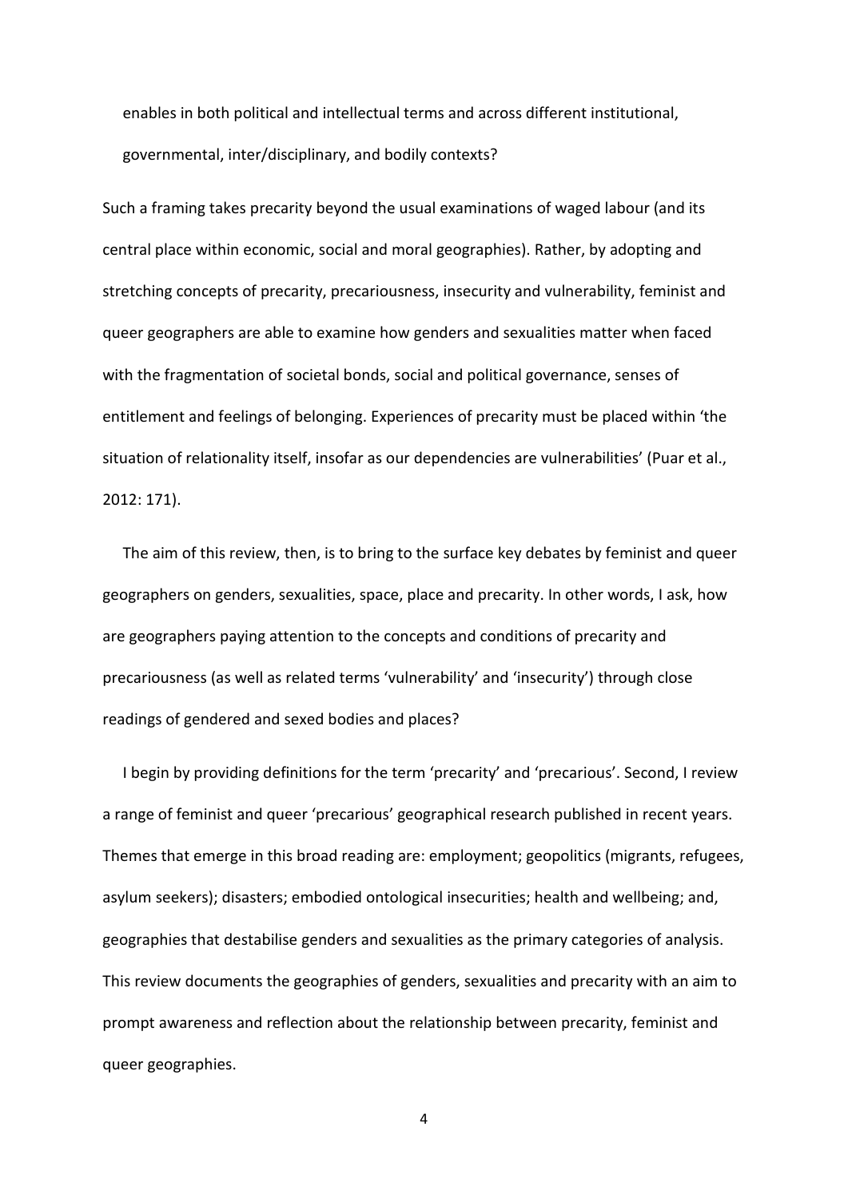enables in both political and intellectual terms and across different institutional, governmental, inter/disciplinary, and bodily contexts?

Such a framing takes precarity beyond the usual examinations of waged labour (and its central place within economic, social and moral geographies). Rather, by adopting and stretching concepts of precarity, precariousness, insecurity and vulnerability, feminist and queer geographers are able to examine how genders and sexualities matter when faced with the fragmentation of societal bonds, social and political governance, senses of entitlement and feelings of belonging. Experiences of precarity must be placed within 'the situation of relationality itself, insofar as our dependencies are vulnerabilities' (Puar et al., 2012: 171).

The aim of this review, then, is to bring to the surface key debates by feminist and queer geographers on genders, sexualities, space, place and precarity. In other words, I ask, how are geographers paying attention to the concepts and conditions of precarity and precariousness (as well as related terms 'vulnerability' and 'insecurity') through close readings of gendered and sexed bodies and places?

I begin by providing definitions for the term 'precarity' and 'precarious'. Second, I review a range of feminist and queer 'precarious' geographical research published in recent years. Themes that emerge in this broad reading are: employment; geopolitics (migrants, refugees, asylum seekers); disasters; embodied ontological insecurities; health and wellbeing; and, geographies that destabilise genders and sexualities as the primary categories of analysis. This review documents the geographies of genders, sexualities and precarity with an aim to prompt awareness and reflection about the relationship between precarity, feminist and queer geographies.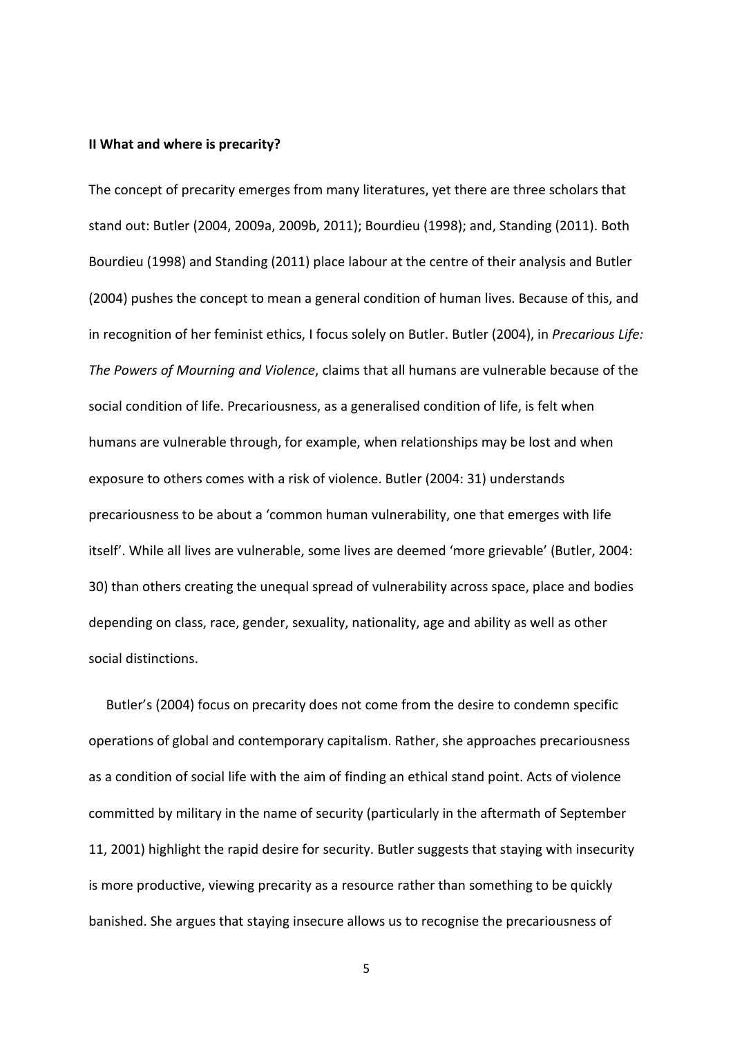## II What and where is precarity?

The concept of precarity emerges from many literatures, yet there are three scholars that stand out: Butler (2004, 2009a, 2009b, 2011); Bourdieu (1998); and, Standing (2011). Both Bourdieu (1998) and Standing (2011) place labour at the centre of their analysis and Butler (2004) pushes the concept to mean a general condition of human lives. Because of this, and in recognition of her feminist ethics, I focus solely on Butler. Butler (2004), in *Precarious Life: The Powers of Mourning and Violence*, claims that all humans are vulnerable because of the social condition of life. Precariousness, as a generalised condition of life, is felt when humans are vulnerable through, for example, when relationships may be lost and when exposure to others comes with a risk of violence. Butler (2004: 31) understands precariousness to be about a 'common human vulnerability, one that emerges with life itself'. While all lives are vulnerable, some lives are deemed 'more grievable' (Butler, 2004: 30) than others creating the unequal spread of vulnerability across space, place and bodies depending on class, race, gender, sexuality, nationality, age and ability as well as other social distinctions.

Butler's (2004) focus on precarity does not come from the desire to condemn specific operations of global and contemporary capitalism. Rather, she approaches precariousness as a condition of social life with the aim of finding an ethical stand point. Acts of violence committed by military in the name of security (particularly in the aftermath of September 11, 2001) highlight the rapid desire for security. Butler suggests that staying with insecurity is more productive, viewing precarity as a resource rather than something to be quickly banished. She argues that staying insecure allows us to recognise the precariousness of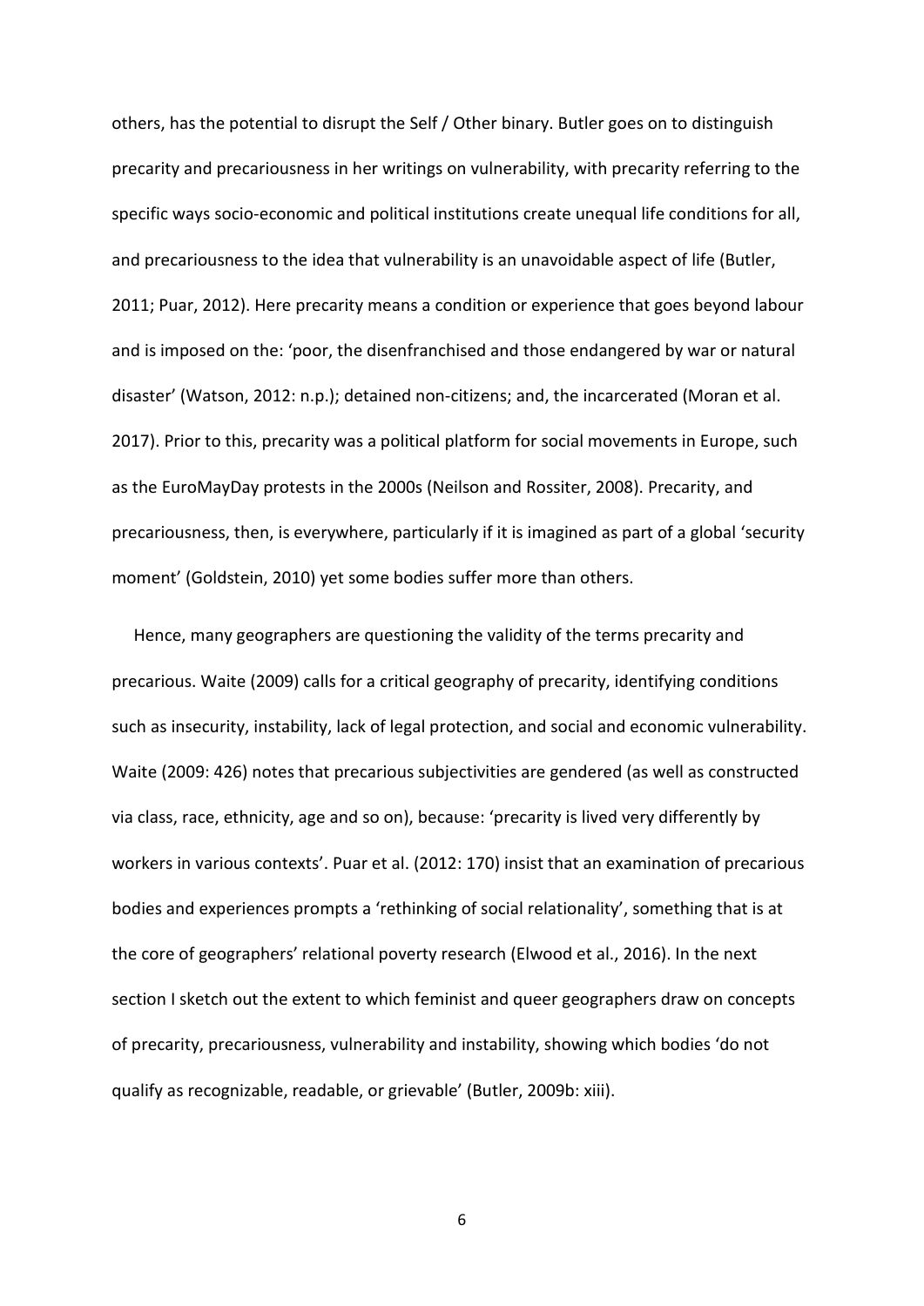others, has the potential to disrupt the Self / Other binary. Butler goes on to distinguish precarity and precariousness in her writings on vulnerability, with precarity referring to the specific ways socio-economic and political institutions create unequal life conditions for all, and precariousness to the idea that vulnerability is an unavoidable aspect of life (Butler, 2011; Puar, 2012). Here precarity means a condition or experience that goes beyond labour and is imposed on the: 'poor, the disenfranchised and those endangered by war or natural disaster' (Watson, 2012: n.p.); detained non-citizens; and, the incarcerated (Moran et al. 2017). Prior to this, precarity was a political platform for social movements in Europe, such as the EuroMayDay protests in the 2000s (Neilson and Rossiter, 2008). Precarity, and precariousness, then, is everywhere, particularly if it is imagined as part of a global 'security moment' (Goldstein, 2010) yet some bodies suffer more than others.

Hence, many geographers are questioning the validity of the terms precarity and precarious. Waite (2009) calls for a critical geography of precarity, identifying conditions such as insecurity, instability, lack of legal protection, and social and economic vulnerability. Waite (2009: 426) notes that precarious subjectivities are gendered (as well as constructed via class, race, ethnicity, age and so on), because: 'precarity is lived very differently by workers in various contexts'. Puar et al. (2012: 170) insist that an examination of precarious bodies and experiences prompts a 'rethinking of social relationality', something that is at the core of geographers' relational poverty research (Elwood et al., 2016). In the next section I sketch out the extent to which feminist and queer geographers draw on concepts of precarity, precariousness, vulnerability and instability, showing which bodies 'do not qualify as recognizable, readable, or grievable' (Butler, 2009b: xiii).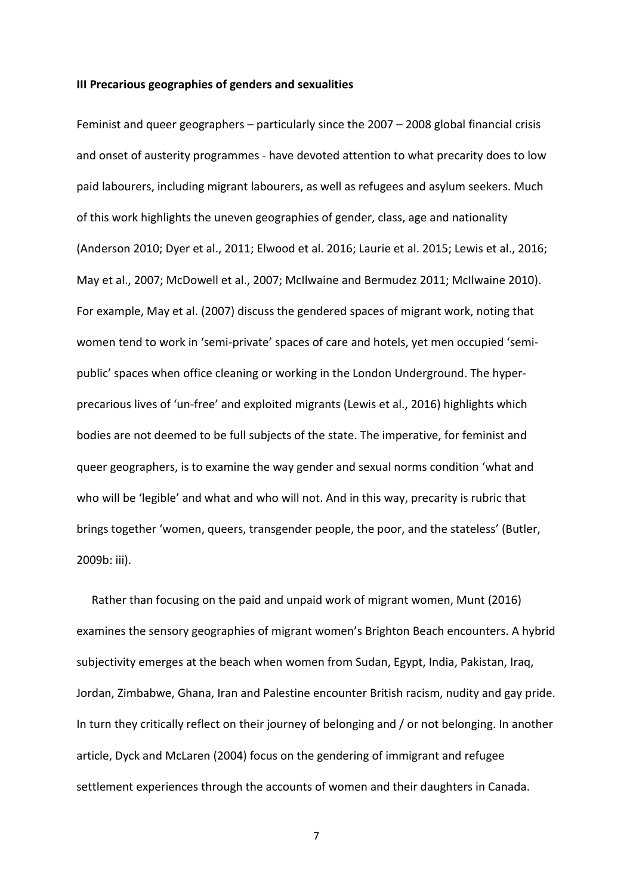**III Precarious geographies of genders and sexualities**

Feminist and queer geographers – particularly since the 2007 – 2008 global financial crisis and onset of austerity programmes - have devoted attention to what precarity does to low paid labourers, including migrant labourers, as well as refugees and asylum seekers. Much of this work highlights the uneven geographies of gender, class, age and nationality (Anderson 2010; Dyer et al., 2011; Elwood et al. 2016; Laurie et al. 2015; Lewis et al., 2016; May et al., 2007; McDowell et al., 2007; McIlwaine and Bermudez 2011; McIlwaine 2010). For example, May et al. (2007) discuss the gendered spaces of migrant work, noting that women tend to work in 'semi-private' spaces of care and hotels, yet men occupied 'semi-public' spaces when office cleaning or working in the London Underground. The hyper-precarious lives of 'un-free' and exploited migrants (Lewis et al., 2016) highlights which bodies are not deemed to be full subjects of the state. The imperative, for feminist and queer geographers, is to examine the way gender and sexual norms condition 'what and who will be 'legible' and what and who will not. And in this way, precarity is rubric that brings together 'women, queers, transgender people, the poor, and the stateless' (Butler, 2009b: iii).

Rather than focusing on the paid and unpaid work of migrant women, Munt (2016) examines the sensory geographies of migrant women's Brighton Beach encounters. A hybrid subjectivity emerges at the beach when women from Sudan, Egypt, India, Pakistan, Iraq, Jordan, Zimbabwe, Ghana, Iran and Palestine encounter British racism, nudity and gay pride. In turn they critically reflect on their journey of belonging and / or not belonging. In another article, Dyck and McLaren (2004) focus on the gendering of immigrant and refugee settlement experiences through the accounts of women and their daughters in Canada.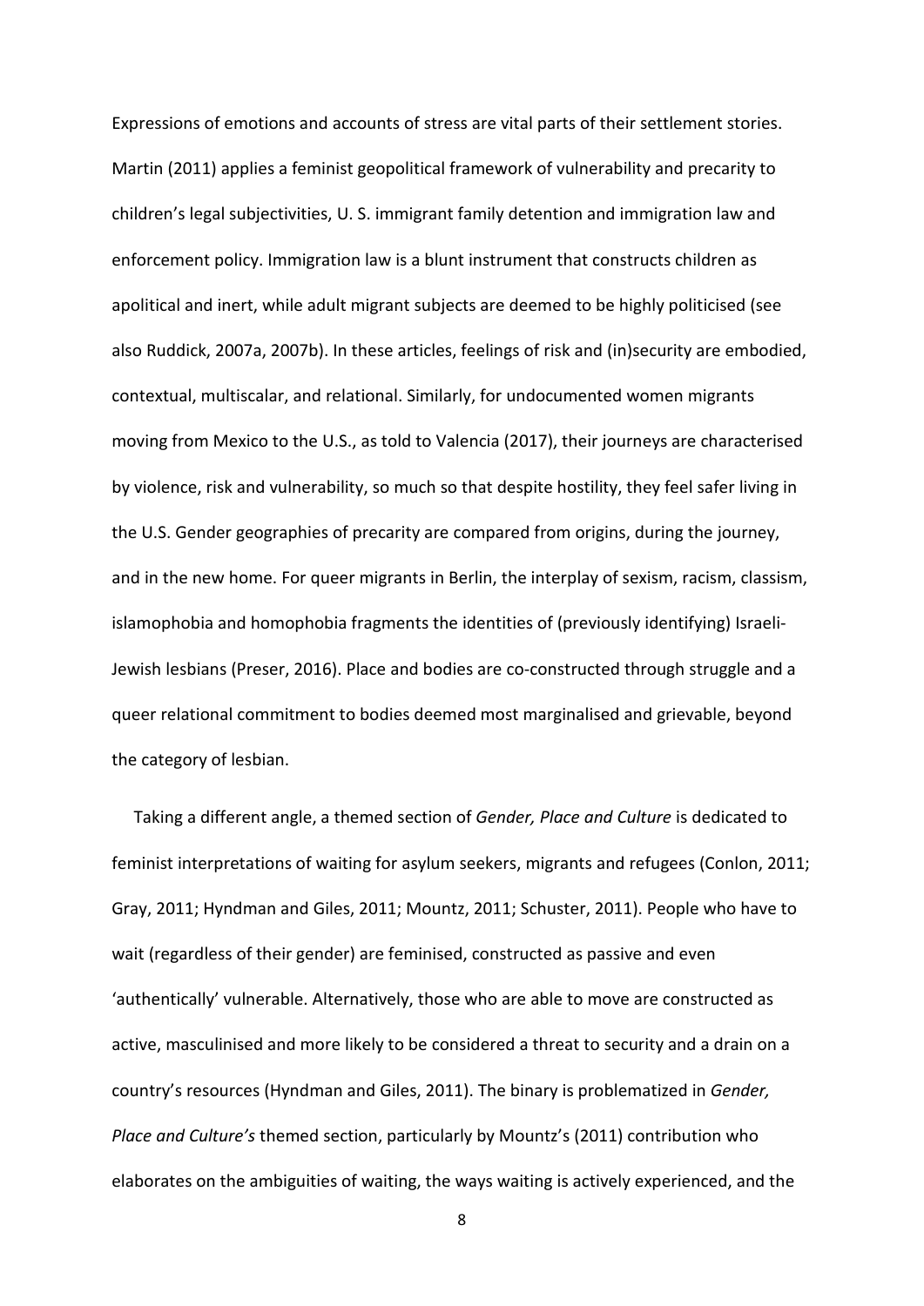Expressions of emotions and accounts of stress are vital parts of their settlement stories. Martin (2011) applies a feminist geopolitical framework of vulnerability and precarity to children's legal subjectivities, U. S. immigrant family detention and immigration law and enforcement policy. Immigration law is a blunt instrument that constructs children as apolitical and inert, while adult migrant subjects are deemed to be highly politicised (see also Ruddick, 2007a, 2007b). In these articles, feelings of risk and (in)security are embodied, contextual, multiscalar, and relational. Similarly, for undocumented women migrants moving from Mexico to the U.S., as told to Valencia (2017), their journeys are characterised by violence, risk and vulnerability, so much so that despite hostility, they feel safer living in the U.S. Gender geographies of precarity are compared from origins, during the journey, and in the new home. For queer migrants in Berlin, the interplay of sexism, racism, classism, islamophobia and homophobia fragments the identities of (previously identifying) Israeli-Jewish lesbians (Preser, 2016). Place and bodies are co-constructed through struggle and a queer relational commitment to bodies deemed most marginalised and grievable, beyond the category of lesbian.

Taking a different angle, a themed section of *Gender, Place and Culture* is dedicated to feminist interpretations of waiting for asylum seekers, migrants and refugees (Conlon, 2011; Gray, 2011; Hyndman and Giles, 2011; Mountz, 2011; Schuster, 2011). People who have to wait (regardless of their gender) are feminised, constructed as passive and even 'authentically' vulnerable. Alternatively, those who are able to move are constructed as active, masculinised and more likely to be considered a threat to security and a drain on a country's resources (Hyndman and Giles, 2011). The binary is problematized in *Gender, Place and Culture's* themed section, particularly by Mountz's (2011) contribution who elaborates on the ambiguities of waiting, the ways waiting is actively experienced, and the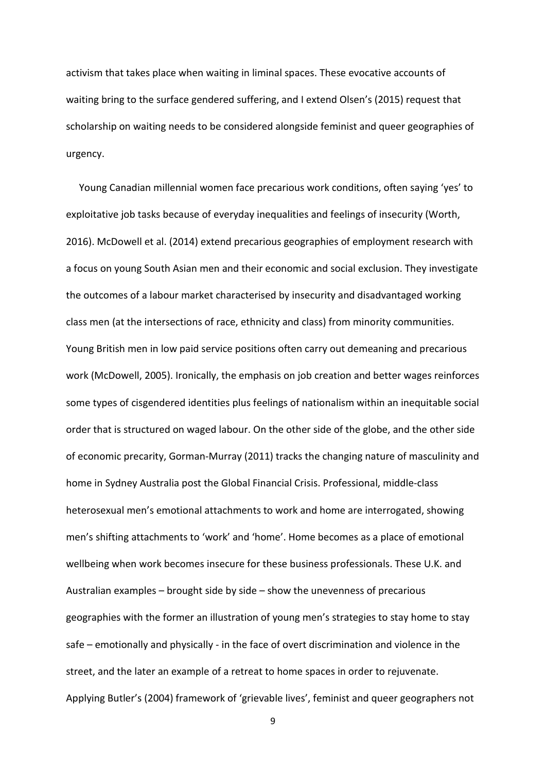activism that takes place when waiting in liminal spaces. These evocative accounts of waiting bring to the surface gendered suffering, and I extend Olsen's (2015) request that scholarship on waiting needs to be considered alongside feminist and queer geographies of urgency.

Young Canadian millennial women face precarious work conditions, often saying 'yes' to exploitative job tasks because of everyday inequalities and feelings of insecurity (Worth, 2016). McDowell et al. (2014) extend precarious geographies of employment research with a focus on young South Asian men and their economic and social exclusion. They investigate the outcomes of a labour market characterised by insecurity and disadvantaged working class men (at the intersections of race, ethnicity and class) from minority communities. Young British men in low paid service positions often carry out demeaning and precarious work (McDowell, 2005). Ironically, the emphasis on job creation and better wages reinforces some types of cisgendered identities plus feelings of nationalism within an inequitable social order that is structured on waged labour. On the other side of the globe, and the other side of economic precarity, Gorman-Murray (2011) tracks the changing nature of masculinity and home in Sydney Australia post the Global Financial Crisis. Professional, middle-class heterosexual men's emotional attachments to work and home are interrogated, showing men's shifting attachments to 'work' and 'home'. Home becomes as a place of emotional wellbeing when work becomes insecure for these business professionals. These U.K. and Australian examples – brought side by side – show the unevenness of precarious geographies with the former an illustration of young men's strategies to stay home to stay safe – emotionally and physically - in the face of overt discrimination and violence in the street, and the later an example of a retreat to home spaces in order to rejuvenate. Applying Butler's (2004) framework of 'grievable lives', feminist and queer geographers not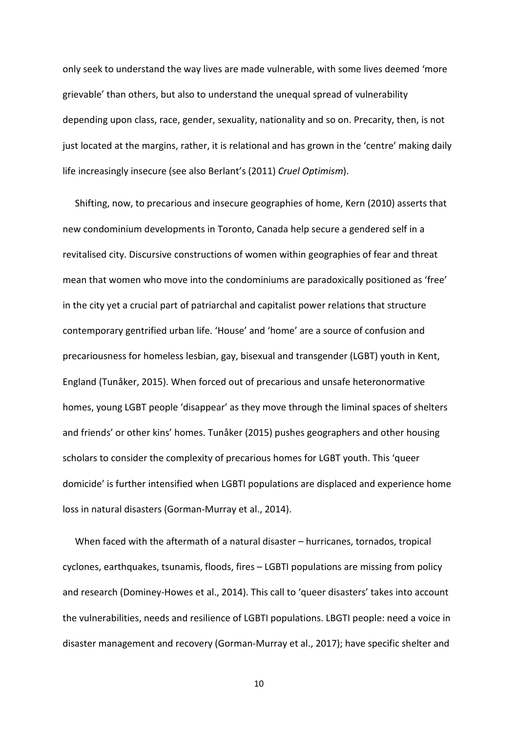only seek to understand the way lives are made vulnerable, with some lives deemed 'more grievable' than others, but also to understand the unequal spread of vulnerability depending upon class, race, gender, sexuality, nationality and so on. Precarity, then, is not just located at the margins, rather, it is relational and has grown in the 'centre' making daily life increasingly insecure (see also Berlant's (2011) *Cruel Optimism*).

Shifting, now, to precarious and insecure geographies of home, Kern (2010) asserts that new condominium developments in Toronto, Canada help secure a gendered self in a revitalised city. Discursive constructions of women within geographies of fear and threat mean that women who move into the condominiums are paradoxically positioned as 'free' in the city yet a crucial part of patriarchal and capitalist power relations that structure contemporary gentrified urban life. 'House' and 'home' are a source of confusion and precariousness for homeless lesbian, gay, bisexual and transgender (LGBT) youth in Kent, England (Tunåker, 2015). When forced out of precarious and unsafe heteronormative homes, young LGBT people 'disappear' as they move through the liminal spaces of shelters and friends' or other kins' homes. Tunåker (2015) pushes geographers and other housing scholars to consider the complexity of precarious homes for LGBT youth. This 'queer domicide' is further intensified when LGBTI populations are displaced and experience home loss in natural disasters (Gorman-Murray et al., 2014).

When faced with the aftermath of a natural disaster – hurricanes, tornados, tropical cyclones, earthquakes, tsunamis, floods, fires – LGBTI populations are missing from policy and research (Dominey-Howes et al., 2014). This call to 'queer disasters' takes into account the vulnerabilities, needs and resilience of LGBTI populations. LBGTI people: need a voice in disaster management and recovery (Gorman-Murray et al., 2017); have specific shelter and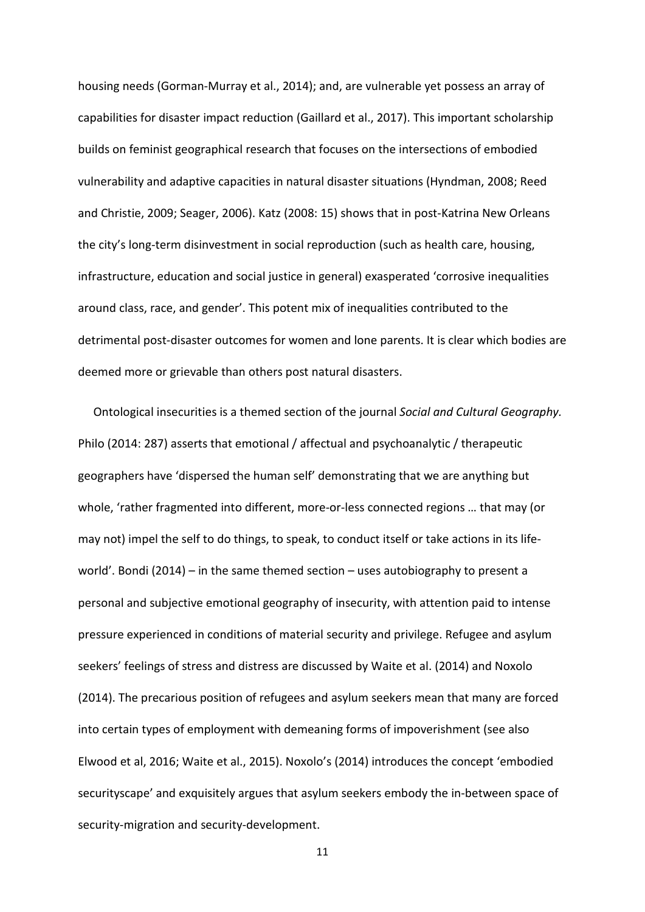housing needs (Gorman-Murray et al., 2014); and, are vulnerable yet possess an array of capabilities for disaster impact reduction (Gaillard et al., 2017). This important scholarship builds on feminist geographical research that focuses on the intersections of embodied vulnerability and adaptive capacities in natural disaster situations (Hyndman, 2008; Reed and Christie, 2009; Seager, 2006). Katz (2008: 15) shows that in post-Katrina New Orleans the city's long-term disinvestment in social reproduction (such as health care, housing, infrastructure, education and social justice in general) exasperated 'corrosive inequalities around class, race, and gender'. This potent mix of inequalities contributed to the detrimental post-disaster outcomes for women and lone parents. It is clear which bodies are deemed more or grievable than others post natural disasters.

Ontological insecurities is a themed section of the journal *Social and Cultural Geography*. Philo (2014: 287) asserts that emotional / affectual and psychoanalytic / therapeutic geographers have 'dispersed the human self' demonstrating that we are anything but whole, 'rather fragmented into different, more-or-less connected regions … that may (or may not) impel the self to do things, to speak, to conduct itself or take actions in its life-world'. Bondi (2014) – in the same themed section – uses autobiography to present a personal and subjective emotional geography of insecurity, with attention paid to intense pressure experienced in conditions of material security and privilege. Refugee and asylum seekers' feelings of stress and distress are discussed by Waite et al. (2014) and Noxolo (2014). The precarious position of refugees and asylum seekers mean that many are forced into certain types of employment with demeaning forms of impoverishment (see also Elwood et al, 2016; Waite et al., 2015). Noxolo's (2014) introduces the concept 'embodied securityscape' and exquisitely argues that asylum seekers embody the in-between space of security-migration and security-development.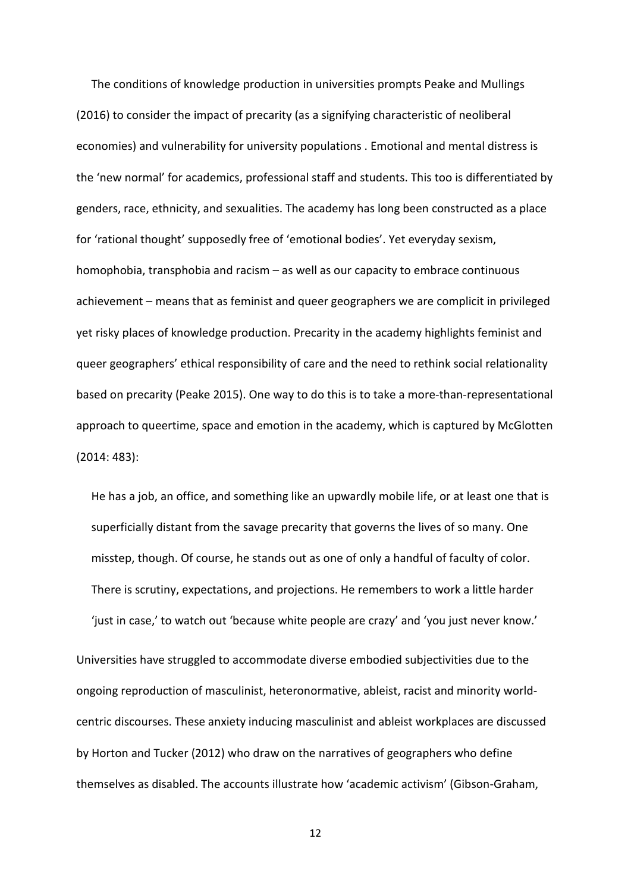The conditions of knowledge production in universities prompts Peake and Mullings (2016) to consider the impact of precarity (as a signifying characteristic of neoliberal economies) and vulnerability for university populations . Emotional and mental distress is the 'new normal' for academics, professional staff and students. This too is differentiated by genders, race, ethnicity, and sexualities. The academy has long been constructed as a place for 'rational thought' supposedly free of 'emotional bodies'. Yet everyday sexism, homophobia, transphobia and racism – as well as our capacity to embrace continuous achievement – means that as feminist and queer geographers we are complicit in privileged yet risky places of knowledge production. Precarity in the academy highlights feminist and queer geographers' ethical responsibility of care and the need to rethink social relationality based on precarity (Peake 2015). One way to do this is to take a more-than-representational approach to queertime, space and emotion in the academy, which is captured by McGlotten (2014: 483):

> He has a job, an office, and something like an upwardly mobile life, or at least one that is superficially distant from the savage precarity that governs the lives of so many. One misstep, though. Of course, he stands out as one of only a handful of faculty of color. There is scrutiny, expectations, and projections. He remembers to work a little harder 'just in case,' to watch out 'because white people are crazy' and 'you just never know.'

Universities have struggled to accommodate diverse embodied subjectivities due to the ongoing reproduction of masculinist, heteronormative, ableist, racist and minority world-centric discourses. These anxiety inducing masculinist and ableist workplaces are discussed by Horton and Tucker (2012) who draw on the narratives of geographers who define themselves as disabled. The accounts illustrate how 'academic activism' (Gibson-Graham,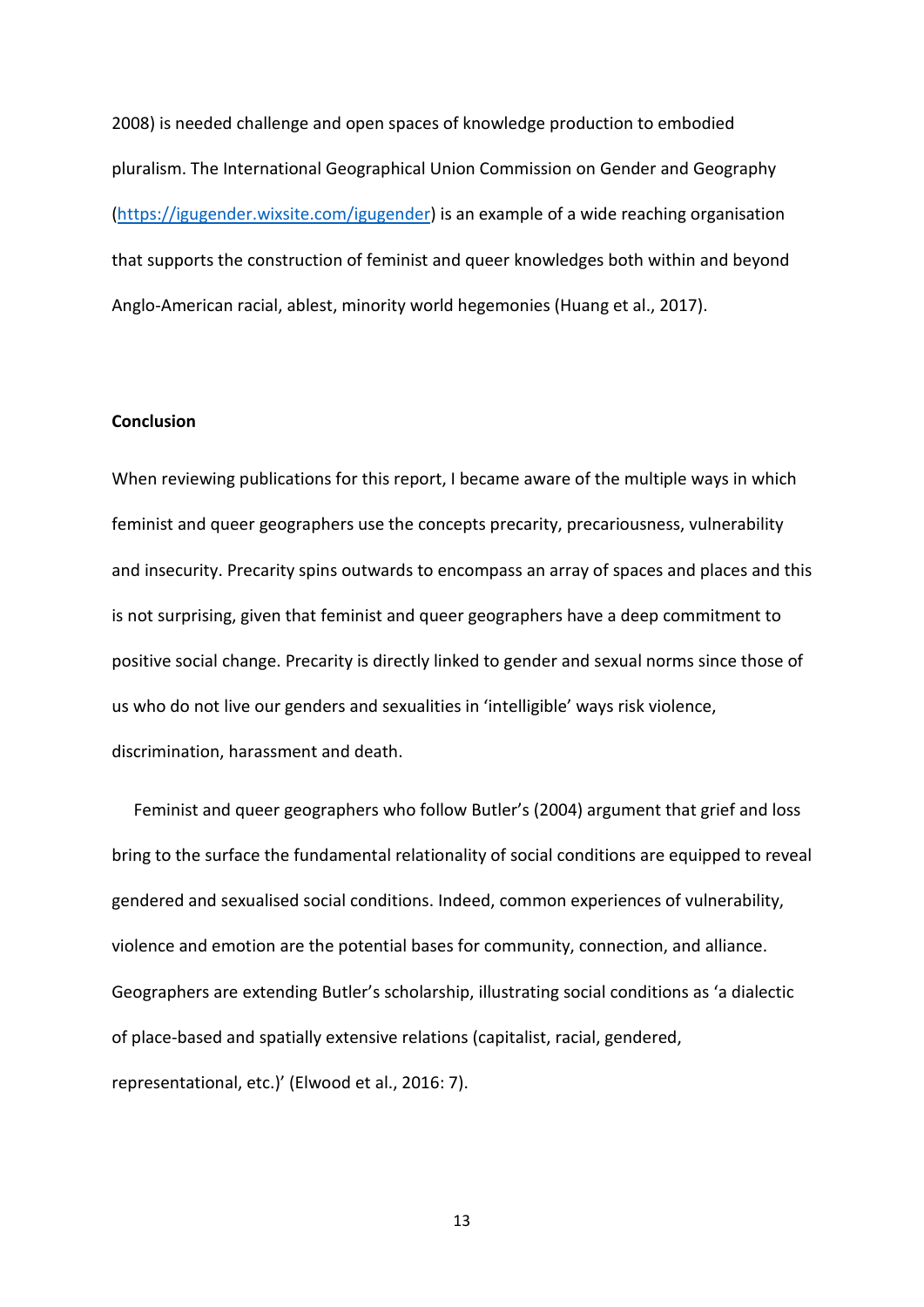2008) is needed challenge and open spaces of knowledge production to embodied pluralism. The International Geographical Union Commission on Gender and Geography (https://igugender.wixsite.com/igugender) is an example of a wide reaching organisation that supports the construction of feminist and queer knowledges both within and beyond Anglo-American racial, ablest, minority world hegemonies (Huang et al., 2017).

## Conclusion

When reviewing publications for this report, I became aware of the multiple ways in which feminist and queer geographers use the concepts precarity, precariousness, vulnerability and insecurity. Precarity spins outwards to encompass an array of spaces and places and this is not surprising, given that feminist and queer geographers have a deep commitment to positive social change. Precarity is directly linked to gender and sexual norms since those of us who do not live our genders and sexualities in 'intelligible' ways risk violence, discrimination, harassment and death.

Feminist and queer geographers who follow Butler's (2004) argument that grief and loss bring to the surface the fundamental relationality of social conditions are equipped to reveal gendered and sexualised social conditions. Indeed, common experiences of vulnerability, violence and emotion are the potential bases for community, connection, and alliance. Geographers are extending Butler's scholarship, illustrating social conditions as 'a dialectic of place-based and spatially extensive relations (capitalist, racial, gendered, representational, etc.)' (Elwood et al., 2016: 7).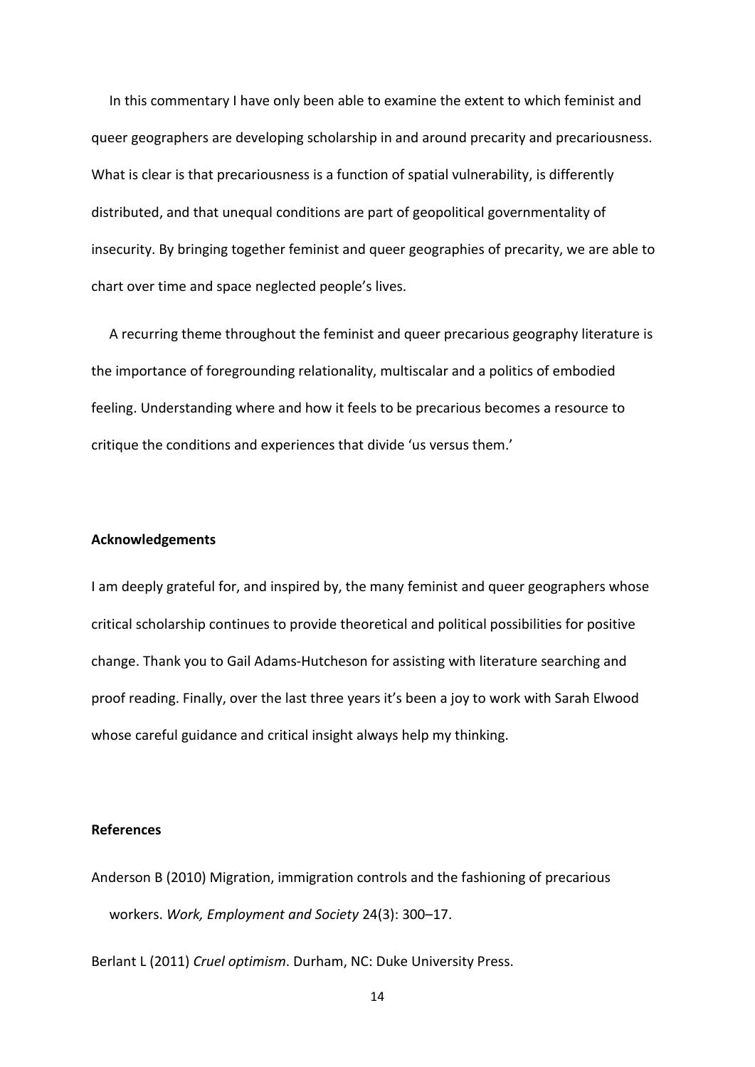In this commentary I have only been able to examine the extent to which feminist and queer geographers are developing scholarship in and around precarity and precariousness. What is clear is that precariousness is a function of spatial vulnerability, is differently distributed, and that unequal conditions are part of geopolitical governmentality of insecurity. By bringing together feminist and queer geographies of precarity, we are able to chart over time and space neglected people's lives.

A recurring theme throughout the feminist and queer precarious geography literature is the importance of foregrounding relationality, multiscalar and a politics of embodied feeling. Understanding where and how it feels to be precarious becomes a resource to critique the conditions and experiences that divide 'us versus them.'

**Acknowledgements**

I am deeply grateful for, and inspired by, the many feminist and queer geographers whose critical scholarship continues to provide theoretical and political possibilities for positive change. Thank you to Gail Adams-Hutcheson for assisting with literature searching and proof reading. Finally, over the last three years it's been a joy to work with Sarah Elwood whose careful guidance and critical insight always help my thinking.

**References**

Anderson B (2010) Migration, immigration controls and the fashioning of precarious workers. *Work, Employment and Society* 24(3): 300–17.

Berlant L (2011) *Cruel optimism*. Durham, NC: Duke University Press.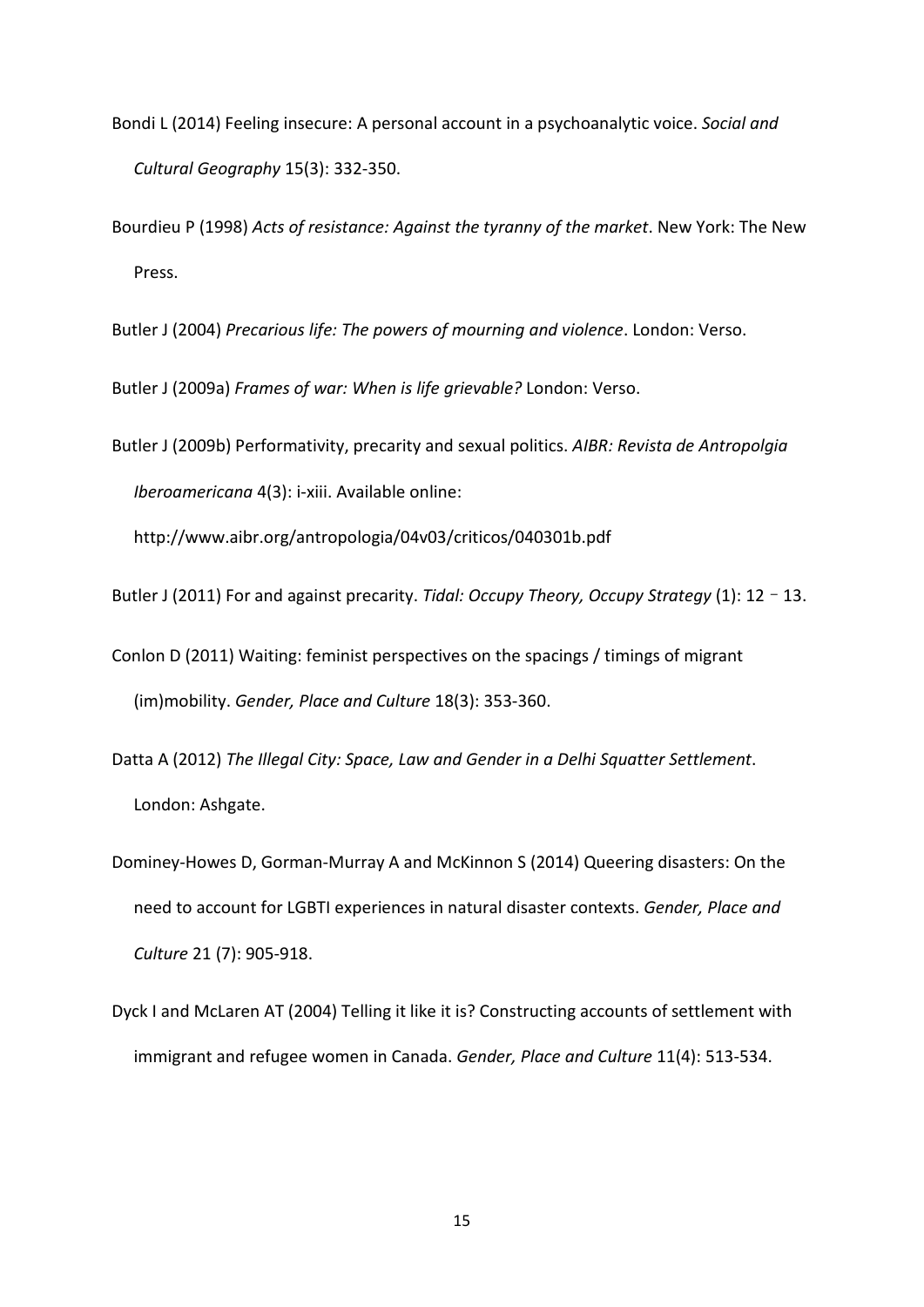Bondi L (2014) Feeling insecure: A personal account in a psychoanalytic voice. *Social and Cultural Geography* 15(3): 332-350.

Bourdieu P (1998) *Acts of resistance: Against the tyranny of the market*. New York: The New Press.

Butler J (2004) *Precarious life: The powers of mourning and violence*. London: Verso.

Butler J (2009a) *Frames of war: When is life grievable?* London: Verso.

Butler J (2009b) Performativity, precarity and sexual politics. *AIBR: Revista de Antropolgia Iberoamericana* 4(3): i-xiii. Available online: http://www.aibr.org/antropologia/04v03/criticos/040301b.pdf

Butler J (2011) For and against precarity. *Tidal: Occupy Theory, Occupy Strategy* (1): 12 – 13.

Conlon D (2011) Waiting: feminist perspectives on the spacings / timings of migrant (im)mobility. *Gender, Place and Culture* 18(3): 353-360.

Datta A (2012) *The Illegal City: Space, Law and Gender in a Delhi Squatter Settlement*. London: Ashgate.

Dominey-Howes D, Gorman-Murray A and McKinnon S (2014) Queering disasters: On the need to account for LGBTI experiences in natural disaster contexts. *Gender, Place and Culture* 21 (7): 905-918.

Dyck I and McLaren AT (2004) Telling it like it is? Constructing accounts of settlement with immigrant and refugee women in Canada. *Gender, Place and Culture* 11(4): 513-534.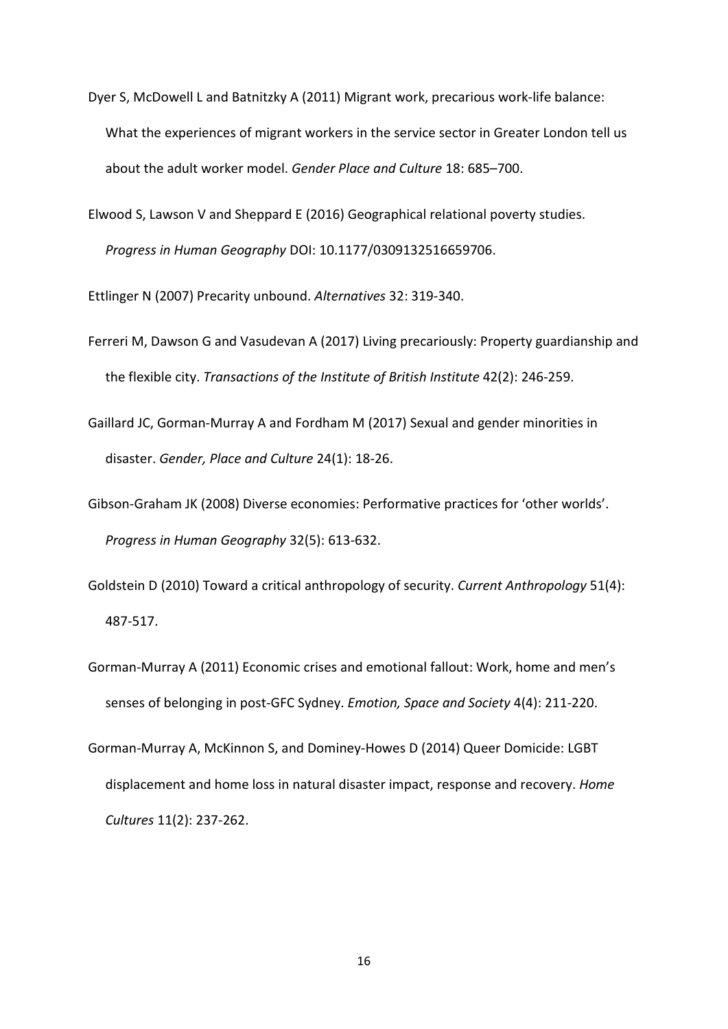Dyer S, McDowell L and Batnitzky A (2011) Migrant work, precarious work-life balance: What the experiences of migrant workers in the service sector in Greater London tell us about the adult worker model. *Gender Place and Culture* 18: 685–700.

Elwood S, Lawson V and Sheppard E (2016) Geographical relational poverty studies. *Progress in Human Geography* DOI: 10.1177/0309132516659706.

Ettlinger N (2007) Precarity unbound. *Alternatives* 32: 319-340.

Ferreri M, Dawson G and Vasudevan A (2017) Living precariously: Property guardianship and the flexible city. *Transactions of the Institute of British Institute* 42(2): 246-259.

Gaillard JC, Gorman-Murray A and Fordham M (2017) Sexual and gender minorities in disaster. *Gender, Place and Culture* 24(1): 18-26.

Gibson-Graham JK (2008) Diverse economies: Performative practices for 'other worlds'. *Progress in Human Geography* 32(5): 613-632.

Goldstein D (2010) Toward a critical anthropology of security. *Current Anthropology* 51(4): 487-517.

Gorman-Murray A (2011) Economic crises and emotional fallout: Work, home and men's senses of belonging in post-GFC Sydney. *Emotion, Space and Society* 4(4): 211-220.

Gorman-Murray A, McKinnon S, and Dominey-Howes D (2014) Queer Domicide: LGBT displacement and home loss in natural disaster impact, response and recovery. *Home Cultures* 11(2): 237-262.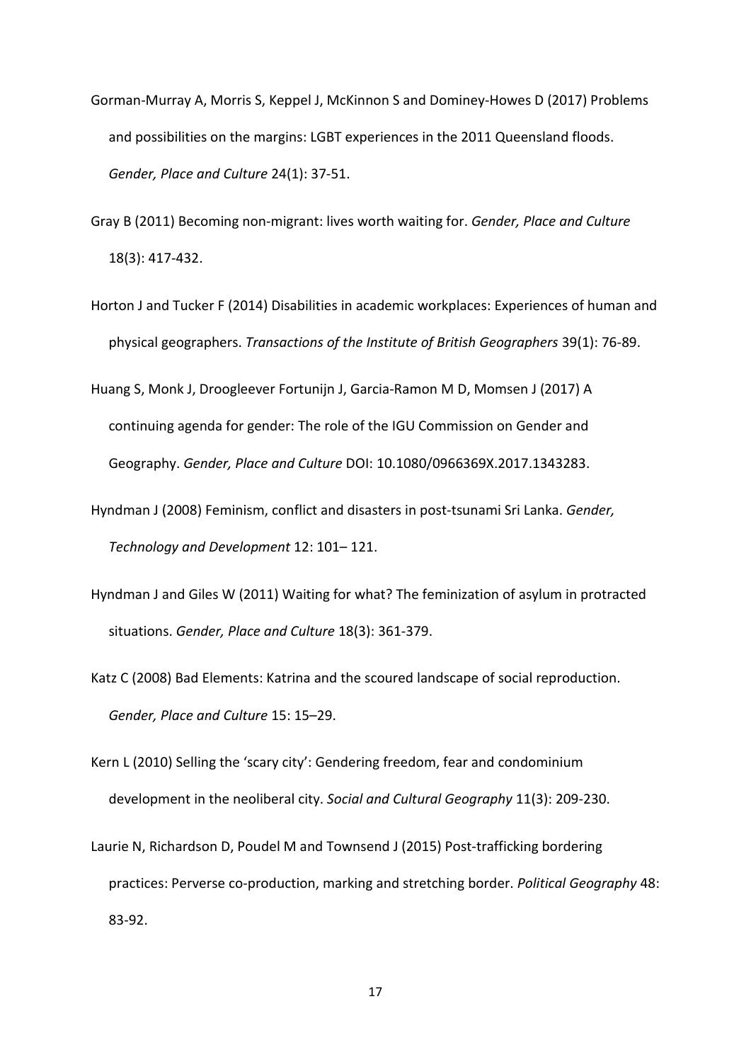Gorman-Murray A, Morris S, Keppel J, McKinnon S and Dominey-Howes D (2017) Problems and possibilities on the margins: LGBT experiences in the 2011 Queensland floods. *Gender, Place and Culture* 24(1): 37-51.

Gray B (2011) Becoming non-migrant: lives worth waiting for. *Gender, Place and Culture* 18(3): 417-432.

Horton J and Tucker F (2014) Disabilities in academic workplaces: Experiences of human and physical geographers. *Transactions of the Institute of British Geographers* 39(1): 76-89.

Huang S, Monk J, Droogleever Fortunijn J, Garcia-Ramon M D, Momsen J (2017) A continuing agenda for gender: The role of the IGU Commission on Gender and Geography. *Gender, Place and Culture* DOI: 10.1080/0966369X.2017.1343283.

Hyndman J (2008) Feminism, conflict and disasters in post-tsunami Sri Lanka. *Gender, Technology and Development* 12: 101– 121.

Hyndman J and Giles W (2011) Waiting for what? The feminization of asylum in protracted situations. *Gender, Place and Culture* 18(3): 361-379.

Katz C (2008) Bad Elements: Katrina and the scoured landscape of social reproduction. *Gender, Place and Culture* 15: 15–29.

Kern L (2010) Selling the 'scary city': Gendering freedom, fear and condominium development in the neoliberal city. *Social and Cultural Geography* 11(3): 209-230.

Laurie N, Richardson D, Poudel M and Townsend J (2015) Post-trafficking bordering practices: Perverse co-production, marking and stretching border. *Political Geography* 48: 83-92.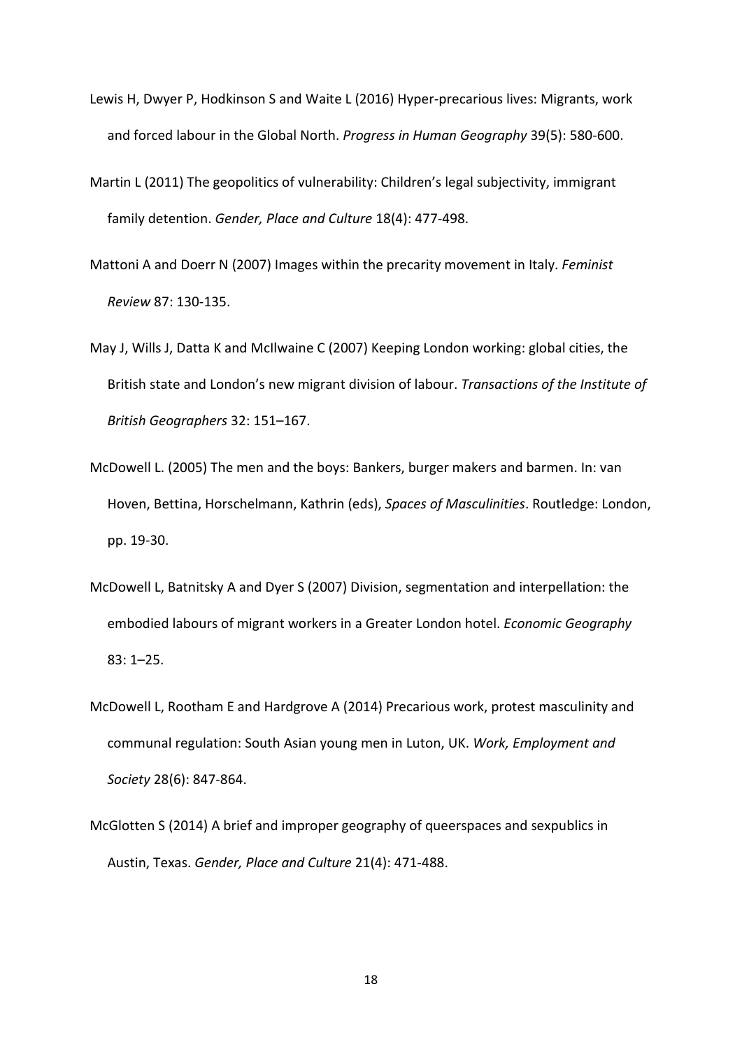Lewis H, Dwyer P, Hodkinson S and Waite L (2016) Hyper-precarious lives: Migrants, work and forced labour in the Global North. *Progress in Human Geography* 39(5): 580-600.

Martin L (2011) The geopolitics of vulnerability: Children's legal subjectivity, immigrant family detention. *Gender, Place and Culture* 18(4): 477-498.

Mattoni A and Doerr N (2007) Images within the precarity movement in Italy. *Feminist Review* 87: 130-135.

May J, Wills J, Datta K and McIlwaine C (2007) Keeping London working: global cities, the British state and London's new migrant division of labour. *Transactions of the Institute of British Geographers* 32: 151–167.

McDowell L. (2005) The men and the boys: Bankers, burger makers and barmen. In: van Hoven, Bettina, Horschelmann, Kathrin (eds), *Spaces of Masculinities*. Routledge: London, pp. 19-30.

McDowell L, Batnitsky A and Dyer S (2007) Division, segmentation and interpellation: the embodied labours of migrant workers in a Greater London hotel. *Economic Geography* 83: 1–25.

McDowell L, Rootham E and Hardgrove A (2014) Precarious work, protest masculinity and communal regulation: South Asian young men in Luton, UK. *Work, Employment and Society* 28(6): 847-864.

McGlotten S (2014) A brief and improper geography of queerspaces and sexpublics in Austin, Texas. *Gender, Place and Culture* 21(4): 471-488.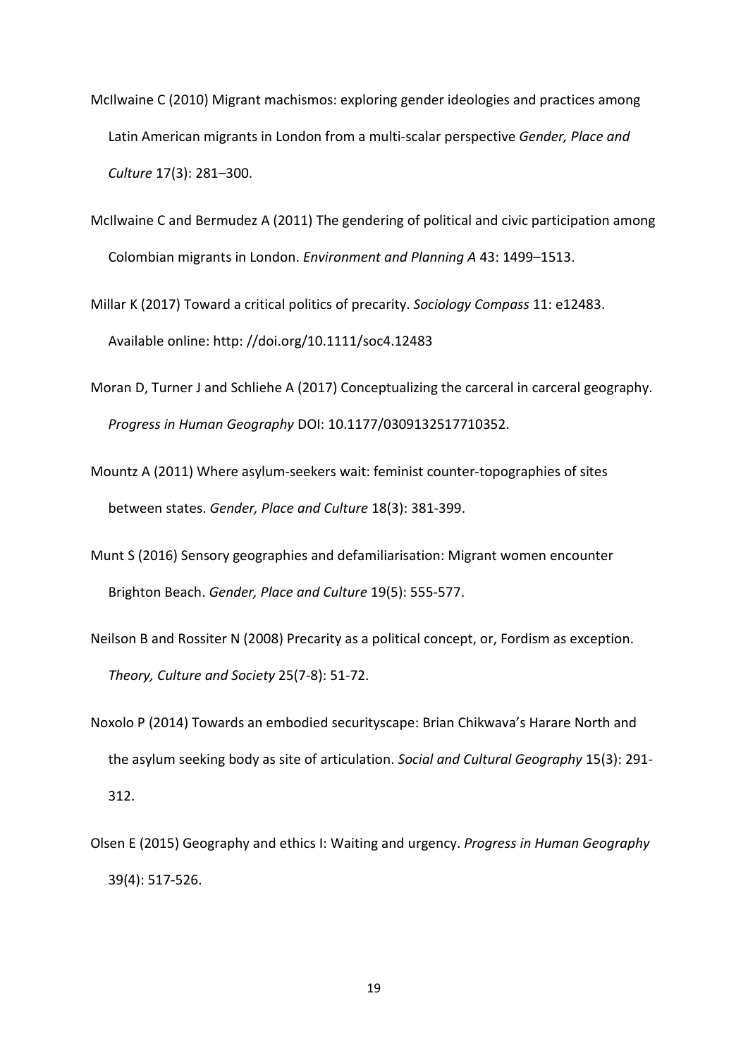McIlwaine C (2010) Migrant machismos: exploring gender ideologies and practices among Latin American migrants in London from a multi-scalar perspective *Gender, Place and Culture* 17(3): 281–300.

McIlwaine C and Bermudez A (2011) The gendering of political and civic participation among Colombian migrants in London. *Environment and Planning A* 43: 1499–1513.

Millar K (2017) Toward a critical politics of precarity. *Sociology Compass* 11: e12483. Available online: http: //doi.org/10.1111/soc4.12483

Moran D, Turner J and Schliehe A (2017) Conceptualizing the carceral in carceral geography. *Progress in Human Geography* DOI: 10.1177/0309132517710352.

Mountz A (2011) Where asylum-seekers wait: feminist counter-topographies of sites between states. *Gender, Place and Culture* 18(3): 381-399.

Munt S (2016) Sensory geographies and defamiliarisation: Migrant women encounter Brighton Beach. *Gender, Place and Culture* 19(5): 555-577.

Neilson B and Rossiter N (2008) Precarity as a political concept, or, Fordism as exception. *Theory, Culture and Society* 25(7-8): 51-72.

Noxolo P (2014) Towards an embodied securityscape: Brian Chikwava's Harare North and the asylum seeking body as site of articulation. *Social and Cultural Geography* 15(3): 291-312.

Olsen E (2015) Geography and ethics I: Waiting and urgency. *Progress in Human Geography* 39(4): 517-526.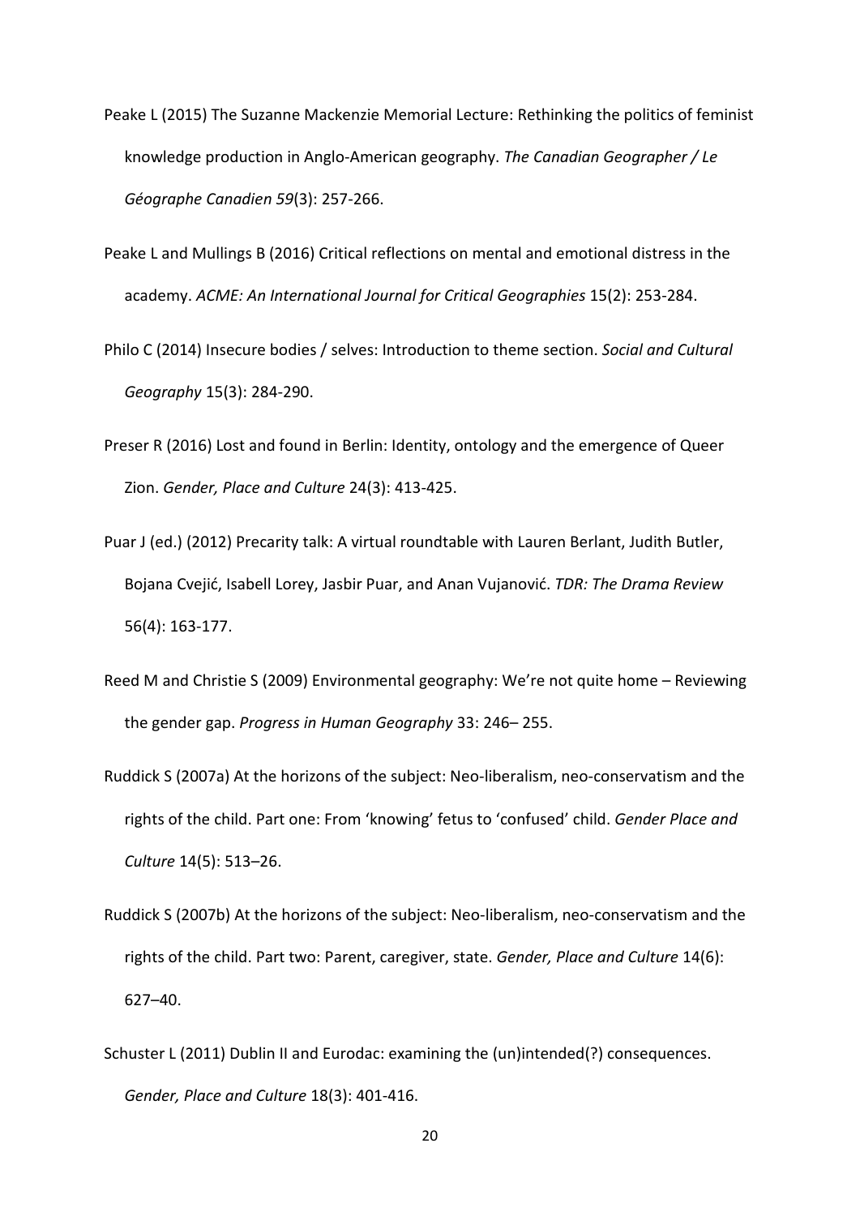Peake L (2015) The Suzanne Mackenzie Memorial Lecture: Rethinking the politics of feminist knowledge production in Anglo-American geography. *The Canadian Geographer / Le Géographe Canadien 59*(3): 257-266.

Peake L and Mullings B (2016) Critical reflections on mental and emotional distress in the academy. *ACME: An International Journal for Critical Geographies* 15(2): 253-284.

Philo C (2014) Insecure bodies / selves: Introduction to theme section. *Social and Cultural Geography* 15(3): 284-290.

Preser R (2016) Lost and found in Berlin: Identity, ontology and the emergence of Queer Zion. *Gender, Place and Culture* 24(3): 413-425.

Puar J (ed.) (2012) Precarity talk: A virtual roundtable with Lauren Berlant, Judith Butler, Bojana Cvejić, Isabell Lorey, Jasbir Puar, and Anan Vujanović. *TDR: The Drama Review* 56(4): 163-177.

Reed M and Christie S (2009) Environmental geography: We're not quite home – Reviewing the gender gap. *Progress in Human Geography* 33: 246– 255.

Ruddick S (2007a) At the horizons of the subject: Neo-liberalism, neo-conservatism and the rights of the child. Part one: From 'knowing' fetus to 'confused' child. *Gender Place and Culture* 14(5): 513–26.

Ruddick S (2007b) At the horizons of the subject: Neo-liberalism, neo-conservatism and the rights of the child. Part two: Parent, caregiver, state. *Gender, Place and Culture* 14(6): 627–40.

Schuster L (2011) Dublin II and Eurodac: examining the (un)intended(?) consequences. *Gender, Place and Culture* 18(3): 401-416.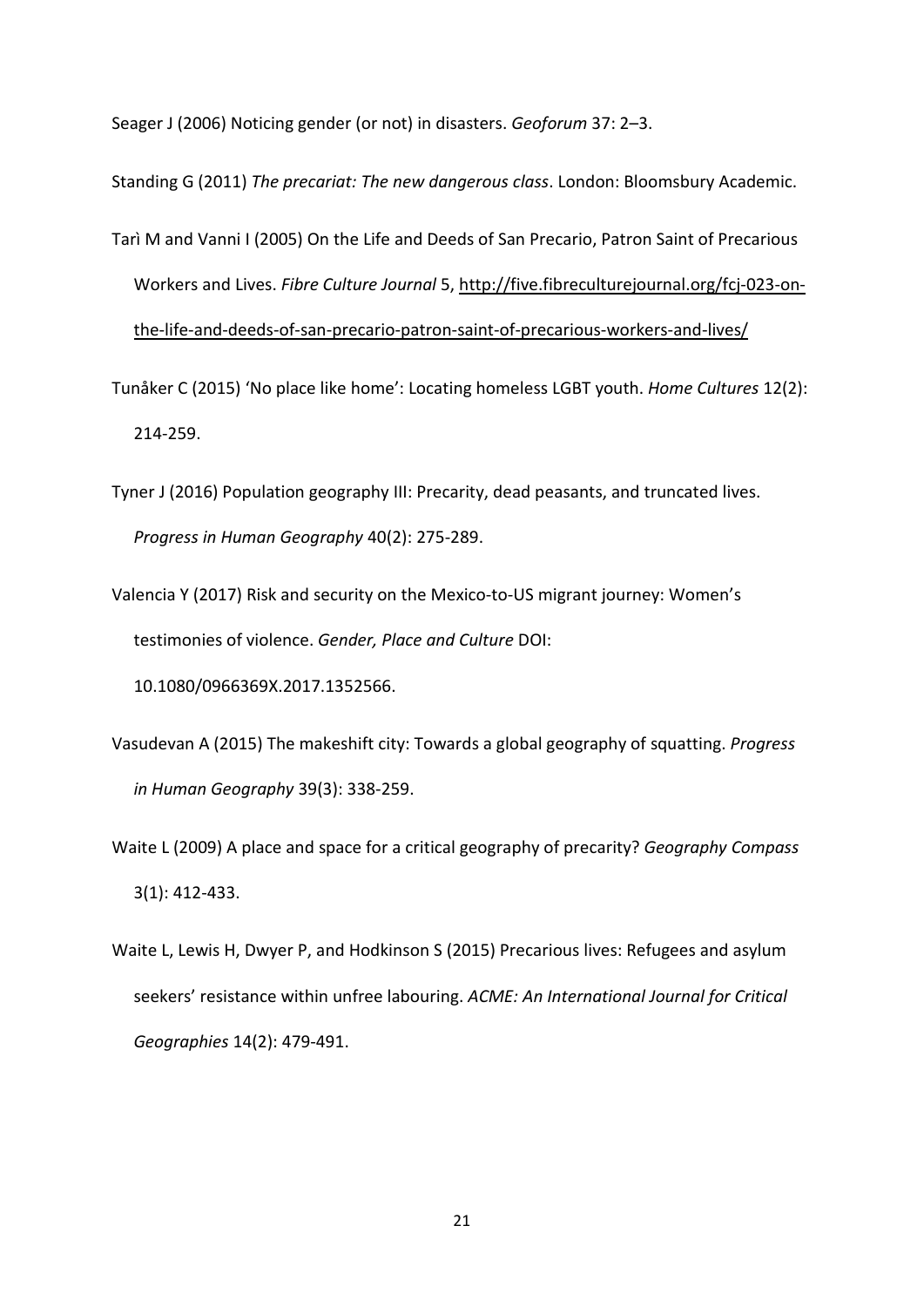Seager J (2006) Noticing gender (or not) in disasters. *Geoforum* 37: 2–3.

Standing G (2011) *The precariat: The new dangerous class*. London: Bloomsbury Academic.

Tarì M and Vanni I (2005) On the Life and Deeds of San Precario, Patron Saint of Precarious Workers and Lives. *Fibre Culture Journal* 5, http://five.fibreculturejournal.org/fcj-023-on-the-life-and-deeds-of-san-precario-patron-saint-of-precarious-workers-and-lives/

Tunåker C (2015) 'No place like home': Locating homeless LGBT youth. *Home Cultures* 12(2): 214-259.

Tyner J (2016) Population geography III: Precarity, dead peasants, and truncated lives. *Progress in Human Geography* 40(2): 275-289.

Valencia Y (2017) Risk and security on the Mexico-to-US migrant journey: Women's testimonies of violence. *Gender, Place and Culture* DOI: 10.1080/0966369X.2017.1352566.

Vasudevan A (2015) The makeshift city: Towards a global geography of squatting. *Progress in Human Geography* 39(3): 338-259.

Waite L (2009) A place and space for a critical geography of precarity? *Geography Compass* 3(1): 412-433.

Waite L, Lewis H, Dwyer P, and Hodkinson S (2015) Precarious lives: Refugees and asylum seekers' resistance within unfree labouring. *ACME: An International Journal for Critical Geographies* 14(2): 479-491.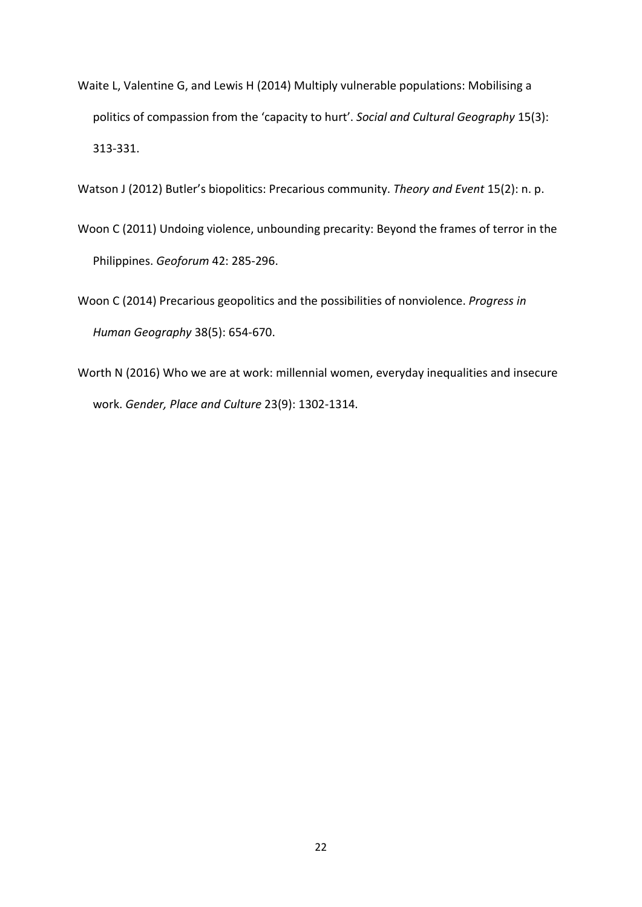Waite L, Valentine G, and Lewis H (2014) Multiply vulnerable populations: Mobilising a politics of compassion from the 'capacity to hurt'. *Social and Cultural Geography* 15(3): 313-331.

Watson J (2012) Butler's biopolitics: Precarious community. *Theory and Event* 15(2): n. p.

Woon C (2011) Undoing violence, unbounding precarity: Beyond the frames of terror in the Philippines. *Geoforum* 42: 285-296.

Woon C (2014) Precarious geopolitics and the possibilities of nonviolence. *Progress in Human Geography* 38(5): 654-670.

Worth N (2016) Who we are at work: millennial women, everyday inequalities and insecure work. *Gender, Place and Culture* 23(9): 1302-1314.